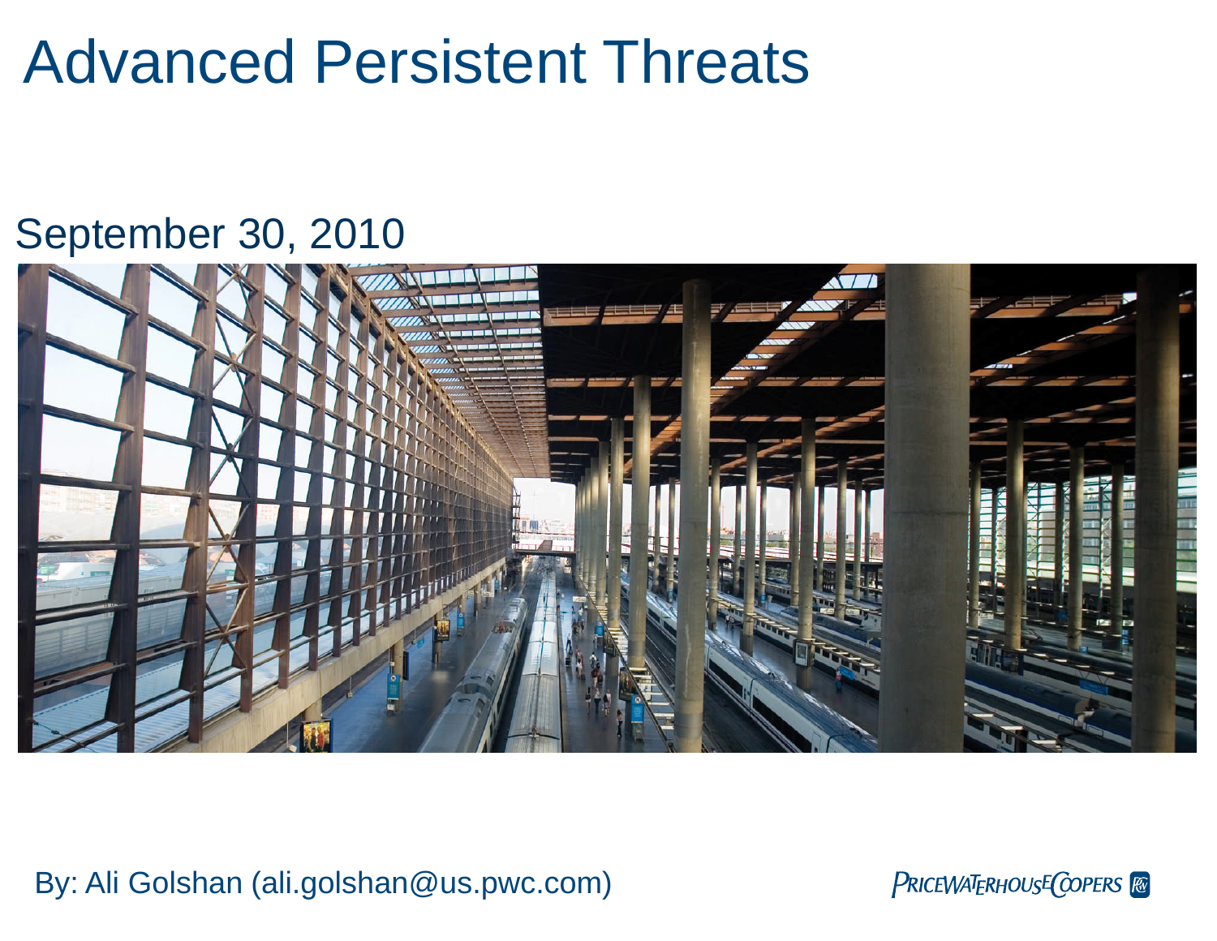# Advanced Persistent Threats

September 30, 2010

By: Ali Golshan (ali.golshan@us.pwc.com)

PRICEWATERHOUSECOOPERS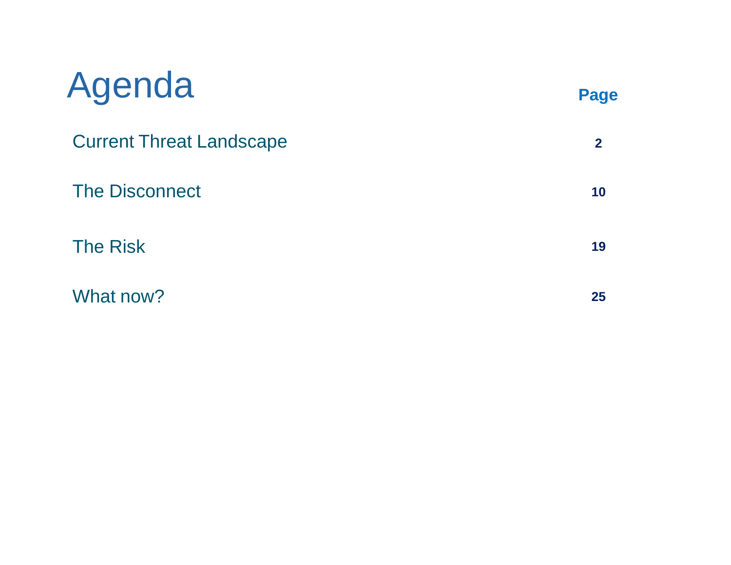# Agenda

| | Page |
|---|---|
| Current Threat Landscape | 2 |
| The Disconnect | 10 |
| The Risk | 19 |
| What now? | 25 |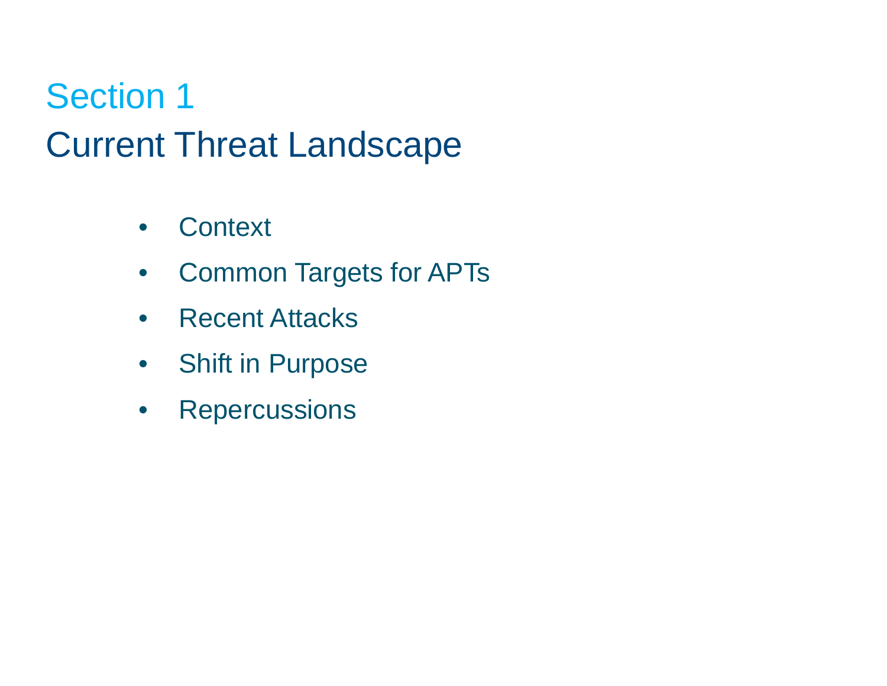# Section 1

## Current Threat Landscape

- Context
- Common Targets for APTs
- Recent Attacks
- Shift in Purpose
- Repercussions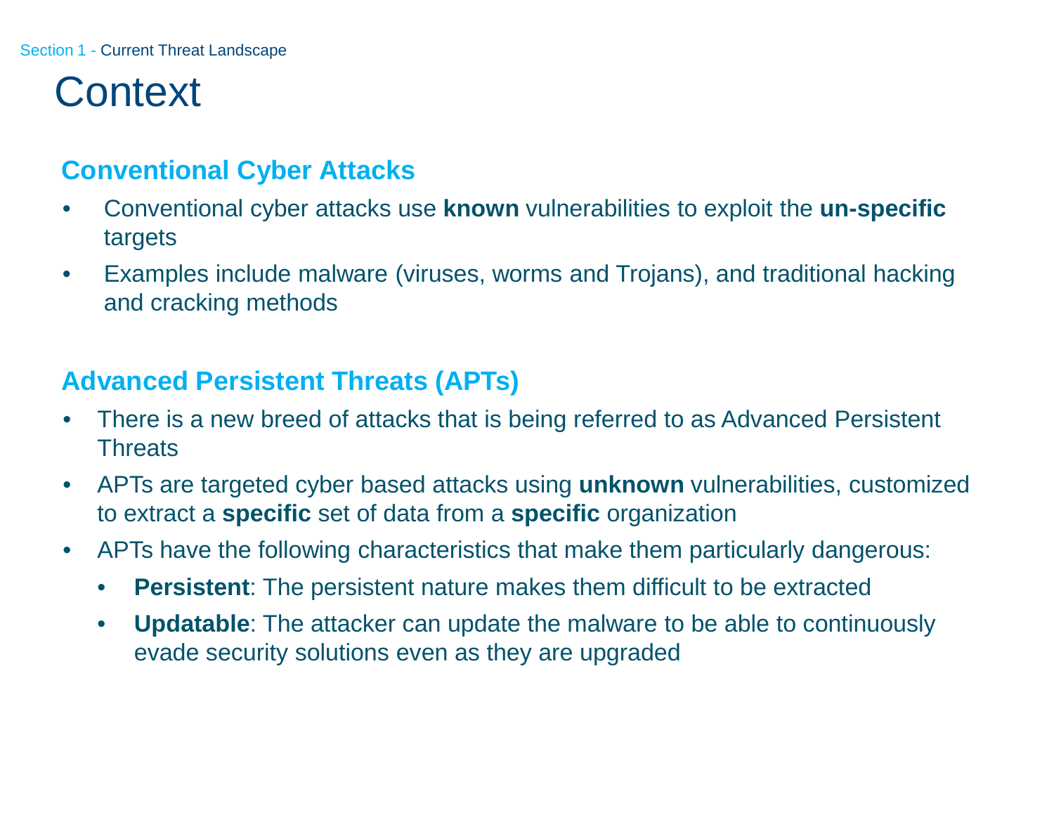Section 1 - Current Threat Landscape

# Context

## Conventional Cyber Attacks

- Conventional cyber attacks use **known** vulnerabilities to exploit the **un-specific** targets
- Examples include malware (viruses, worms and Trojans), and traditional hacking and cracking methods

## Advanced Persistent Threats (APTs)

- There is a new breed of attacks that is being referred to as Advanced Persistent Threats
- APTs are targeted cyber based attacks using **unknown** vulnerabilities, customized to extract a **specific** set of data from a **specific** organization
- APTs have the following characteristics that make them particularly dangerous:
  - **Persistent**: The persistent nature makes them difficult to be extracted
  - **Updatable**: The attacker can update the malware to be able to continuously evade security solutions even as they are upgraded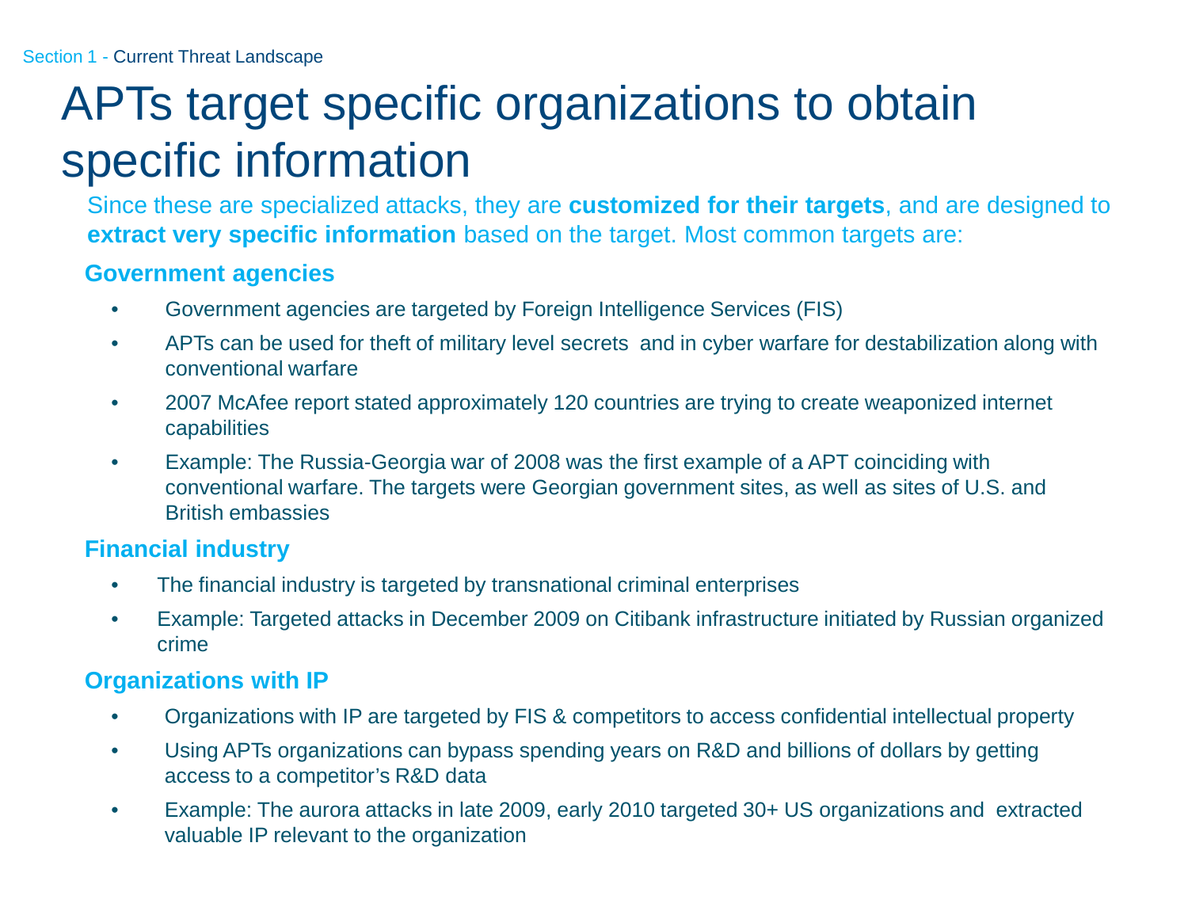Section 1 - Current Threat Landscape

# APTs target specific organizations to obtain specific information

Since these are specialized attacks, they are **customized for their targets**, and are designed to **extract very specific information** based on the target. Most common targets are:

### Government agencies

- Government agencies are targeted by Foreign Intelligence Services (FIS)
- APTs can be used for theft of military level secrets and in cyber warfare for destabilization along with conventional warfare
- 2007 McAfee report stated approximately 120 countries are trying to create weaponized internet capabilities
- Example: The Russia-Georgia war of 2008 was the first example of a APT coinciding with conventional warfare. The targets were Georgian government sites, as well as sites of U.S. and British embassies

### Financial industry

- The financial industry is targeted by transnational criminal enterprises
- Example: Targeted attacks in December 2009 on Citibank infrastructure initiated by Russian organized crime

### Organizations with IP

- Organizations with IP are targeted by FIS & competitors to access confidential intellectual property
- Using APTs organizations can bypass spending years on R&D and billions of dollars by getting access to a competitor's R&D data
- Example: The aurora attacks in late 2009, early 2010 targeted 30+ US organizations and extracted valuable IP relevant to the organization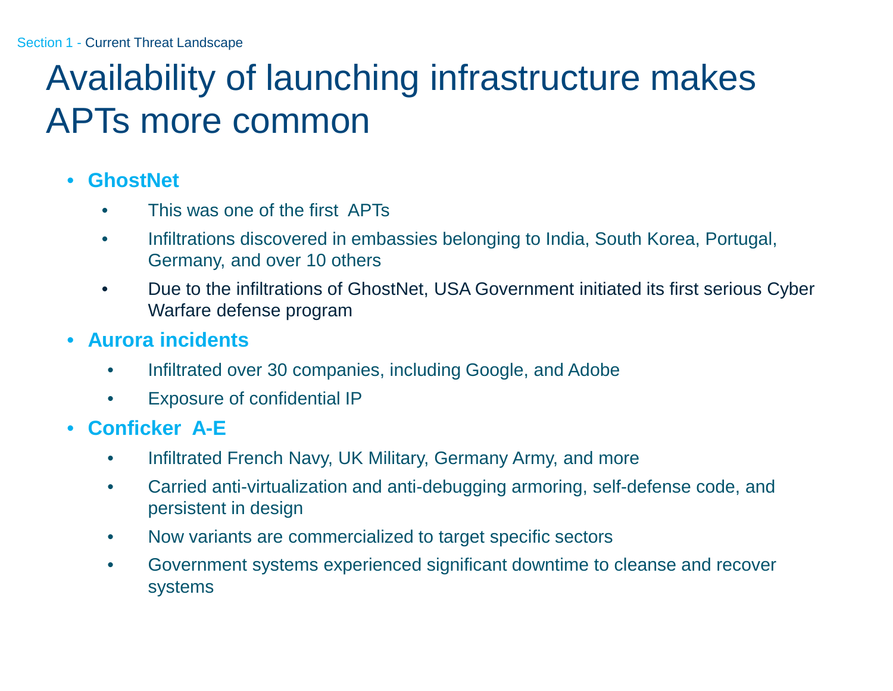Section 1 - Current Threat Landscape

# Availability of launching infrastructure makes APTs more common

- **GhostNet**
  - This was one of the first APTs
  - Infiltrations discovered in embassies belonging to India, South Korea, Portugal, Germany, and over 10 others
  - Due to the infiltrations of GhostNet, USA Government initiated its first serious Cyber Warfare defense program
- **Aurora incidents**
  - Infiltrated over 30 companies, including Google, and Adobe
  - Exposure of confidential IP
- **Conficker A-E**
  - Infiltrated French Navy, UK Military, Germany Army, and more
  - Carried anti-virtualization and anti-debugging armoring, self-defense code, and persistent in design
  - Now variants are commercialized to target specific sectors
  - Government systems experienced significant downtime to cleanse and recover systems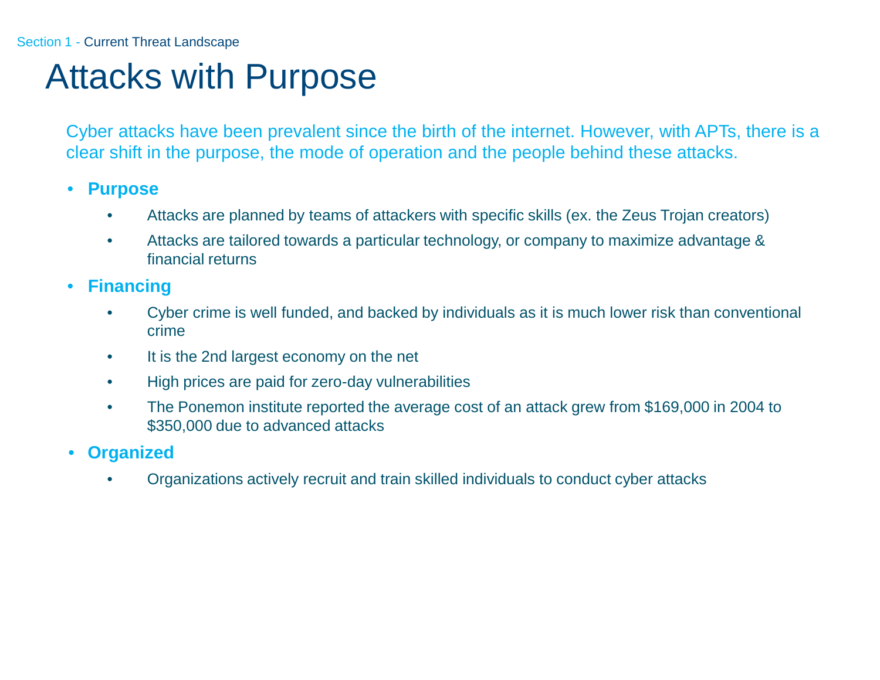Section 1 - Current Threat Landscape

# Attacks with Purpose

Cyber attacks have been prevalent since the birth of the internet. However, with APTs, there is a clear shift in the purpose, the mode of operation and the people behind these attacks.

- **Purpose**
  - Attacks are planned by teams of attackers with specific skills (ex. the Zeus Trojan creators)
  - Attacks are tailored towards a particular technology, or company to maximize advantage & financial returns
- **Financing**
  - Cyber crime is well funded, and backed by individuals as it is much lower risk than conventional crime
  - It is the 2nd largest economy on the net
  - High prices are paid for zero-day vulnerabilities
  - The Ponemon institute reported the average cost of an attack grew from $169,000 in 2004 to $350,000 due to advanced attacks
- **Organized**
  - Organizations actively recruit and train skilled individuals to conduct cyber attacks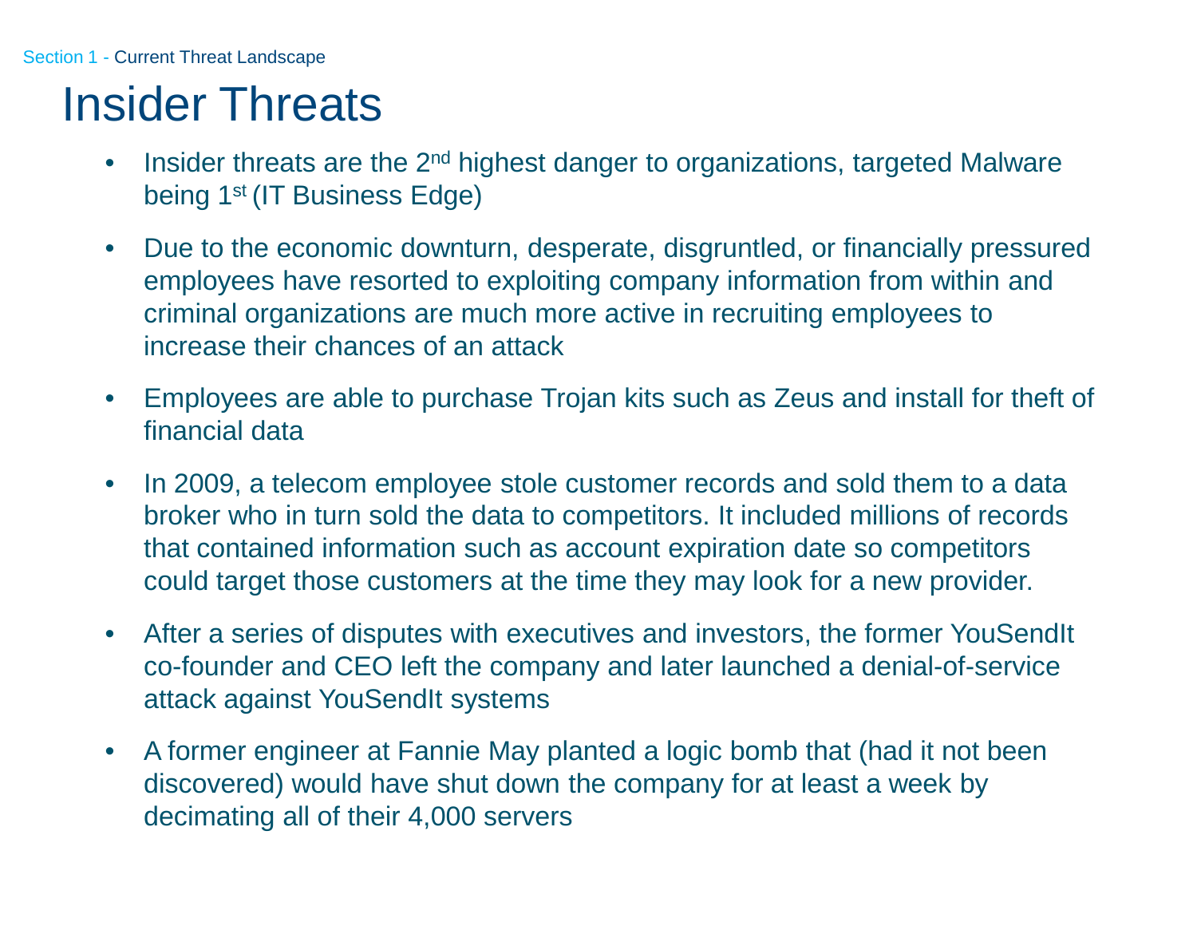Section 1 - Current Threat Landscape

# Insider Threats

- Insider threats are the 2nd highest danger to organizations, targeted Malware being 1st (IT Business Edge)
- Due to the economic downturn, desperate, disgruntled, or financially pressured employees have resorted to exploiting company information from within and criminal organizations are much more active in recruiting employees to increase their chances of an attack
- Employees are able to purchase Trojan kits such as Zeus and install for theft of financial data
- In 2009, a telecom employee stole customer records and sold them to a data broker who in turn sold the data to competitors. It included millions of records that contained information such as account expiration date so competitors could target those customers at the time they may look for a new provider.
- After a series of disputes with executives and investors, the former YouSendIt co-founder and CEO left the company and later launched a denial-of-service attack against YouSendIt systems
- A former engineer at Fannie May planted a logic bomb that (had it not been discovered) would have shut down the company for at least a week by decimating all of their 4,000 servers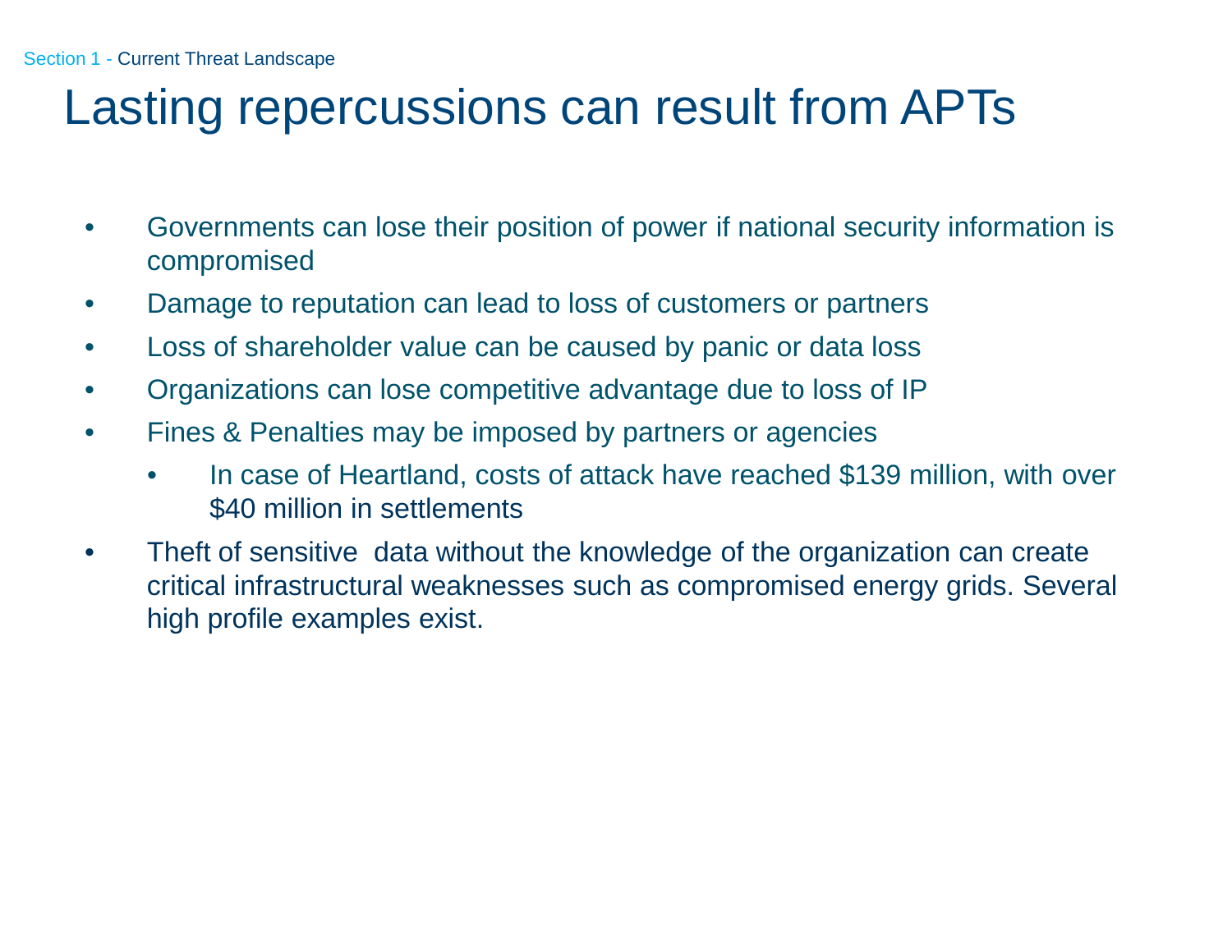Section 1 - Current Threat Landscape

# Lasting repercussions can result from APTs

- Governments can lose their position of power if national security information is compromised
- Damage to reputation can lead to loss of customers or partners
- Loss of shareholder value can be caused by panic or data loss
- Organizations can lose competitive advantage due to loss of IP
- Fines & Penalties may be imposed by partners or agencies
  - In case of Heartland, costs of attack have reached $139 million, with over $40 million in settlements
- Theft of sensitive data without the knowledge of the organization can create critical infrastructural weaknesses such as compromised energy grids. Several high profile examples exist.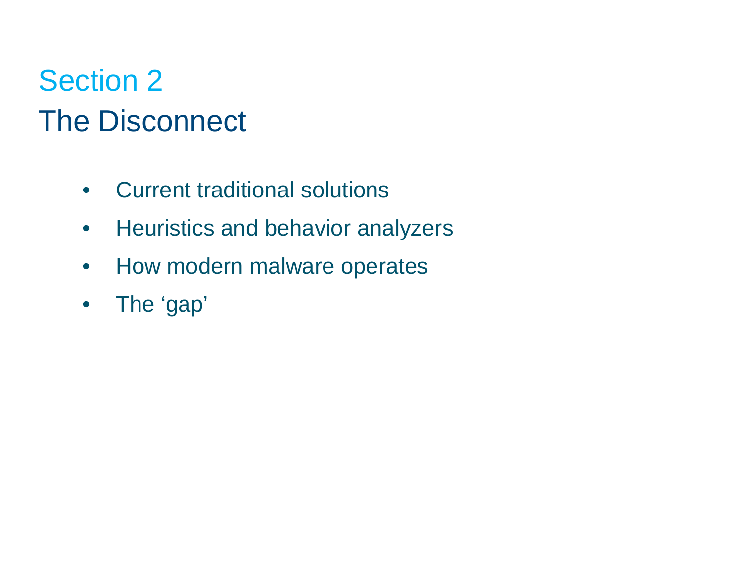# Section 2

## The Disconnect

- Current traditional solutions
- Heuristics and behavior analyzers
- How modern malware operates
- The ‘gap’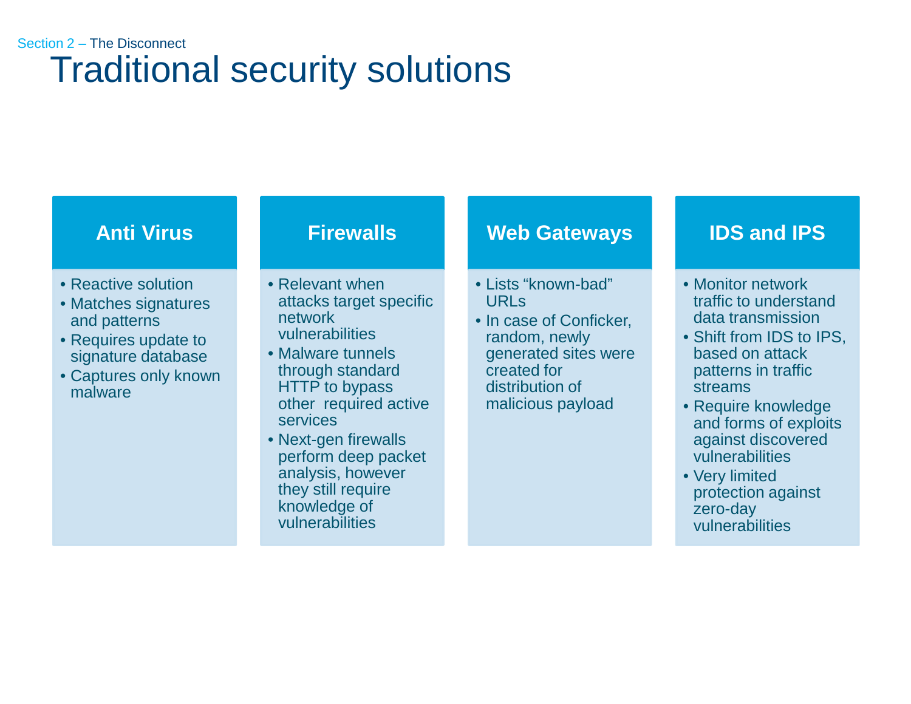Section 2 – The Disconnect

# Traditional security solutions

### Anti Virus

- Reactive solution
- Matches signatures and patterns
- Requires update to signature database
- Captures only known malware

### Firewalls

- Relevant when attacks target specific network vulnerabilities
- Malware tunnels through standard HTTP to bypass other required active services
- Next-gen firewalls perform deep packet analysis, however they still require knowledge of vulnerabilities

### Web Gateways

- Lists “known-bad” URLs
- In case of Conficker, random, newly generated sites were created for distribution of malicious payload

### IDS and IPS

- Monitor network traffic to understand data transmission
- Shift from IDS to IPS, based on attack patterns in traffic streams
- Require knowledge and forms of exploits against discovered vulnerabilities
- Very limited protection against zero-day vulnerabilities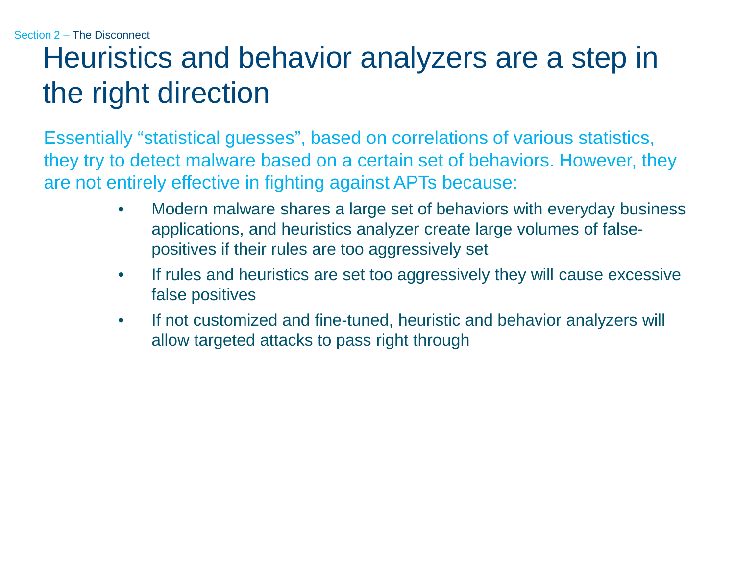Section 2 – The Disconnect

# Heuristics and behavior analyzers are a step in the right direction

Essentially “statistical guesses”, based on correlations of various statistics, they try to detect malware based on a certain set of behaviors. However, they are not entirely effective in fighting against APTs because:

- Modern malware shares a large set of behaviors with everyday business applications, and heuristics analyzer create large volumes of false-positives if their rules are too aggressively set
- If rules and heuristics are set too aggressively they will cause excessive false positives
- If not customized and fine-tuned, heuristic and behavior analyzers will allow targeted attacks to pass right through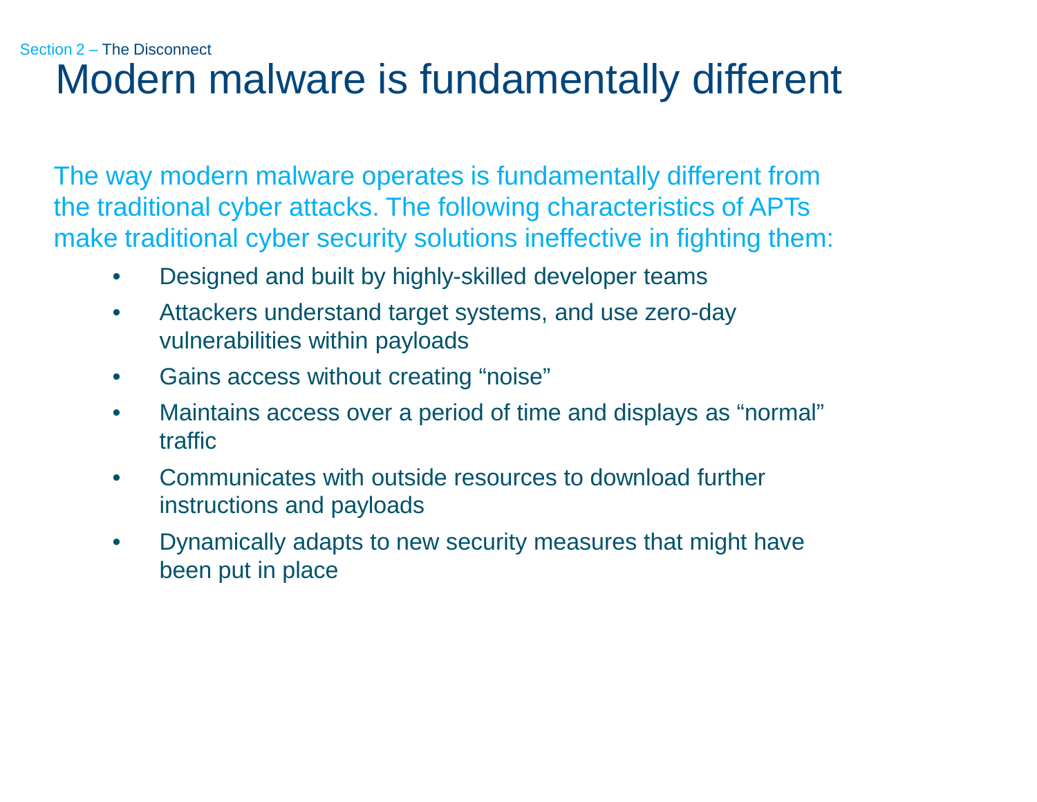Section 2 – The Disconnect

# Modern malware is fundamentally different

The way modern malware operates is fundamentally different from the traditional cyber attacks. The following characteristics of APTs make traditional cyber security solutions ineffective in fighting them:

- Designed and built by highly-skilled developer teams
- Attackers understand target systems, and use zero-day vulnerabilities within payloads
- Gains access without creating “noise”
- Maintains access over a period of time and displays as “normal” traffic
- Communicates with outside resources to download further instructions and payloads
- Dynamically adapts to new security measures that might have been put in place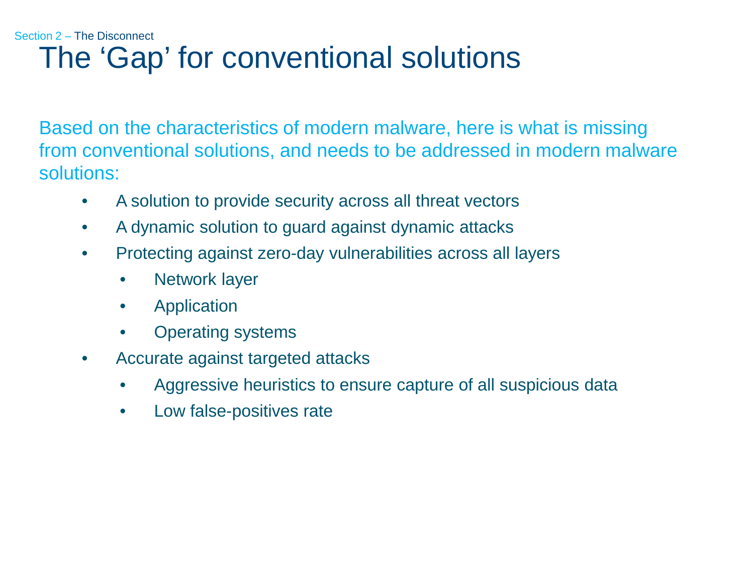Section 2 – The Disconnect

# The ‘Gap’ for conventional solutions

Based on the characteristics of modern malware, here is what is missing from conventional solutions, and needs to be addressed in modern malware solutions:

- A solution to provide security across all threat vectors
- A dynamic solution to guard against dynamic attacks
- Protecting against zero-day vulnerabilities across all layers
  - Network layer
  - Application
  - Operating systems
- Accurate against targeted attacks
  - Aggressive heuristics to ensure capture of all suspicious data
  - Low false-positives rate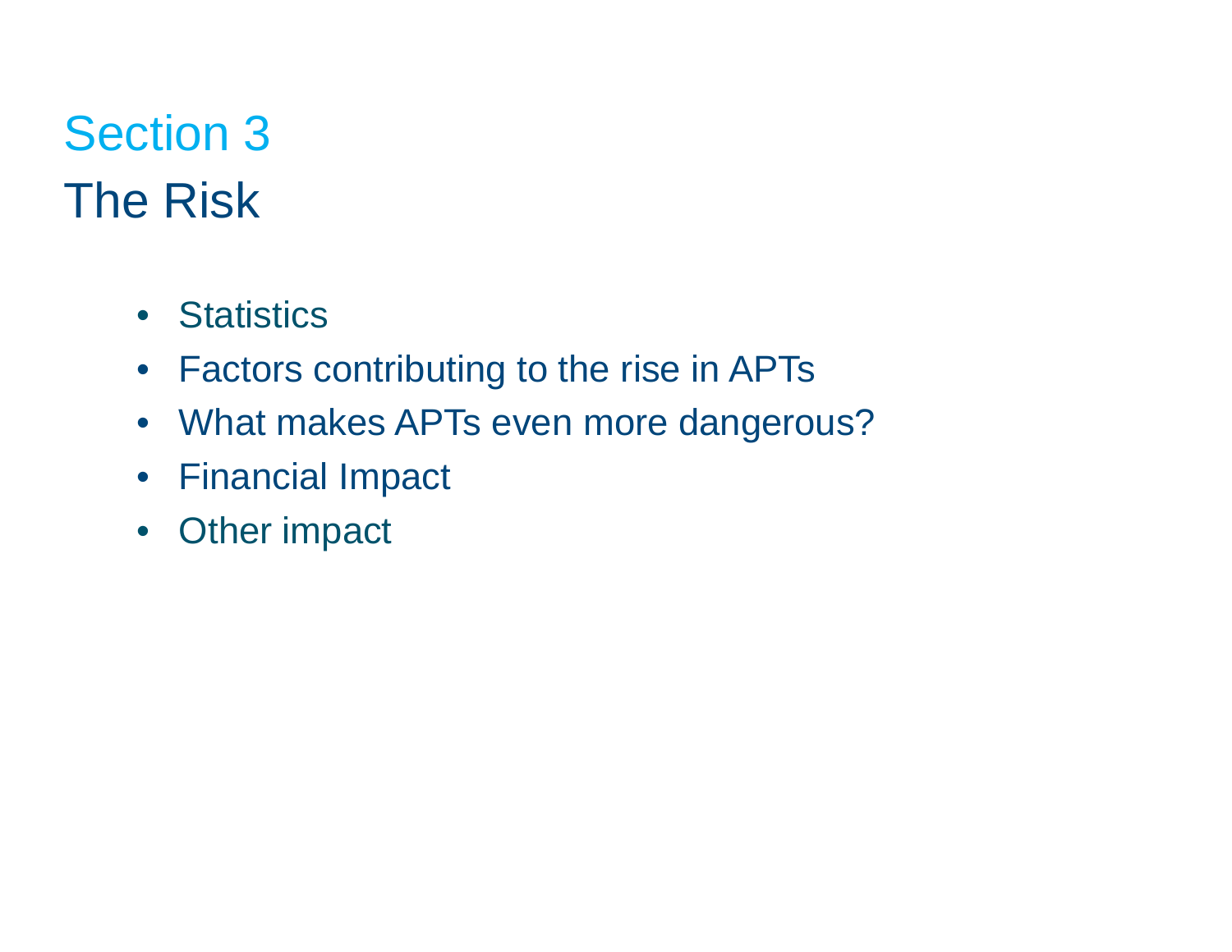# Section 3

## The Risk

- Statistics
- Factors contributing to the rise in APTs
- What makes APTs even more dangerous?
- Financial Impact
- Other impact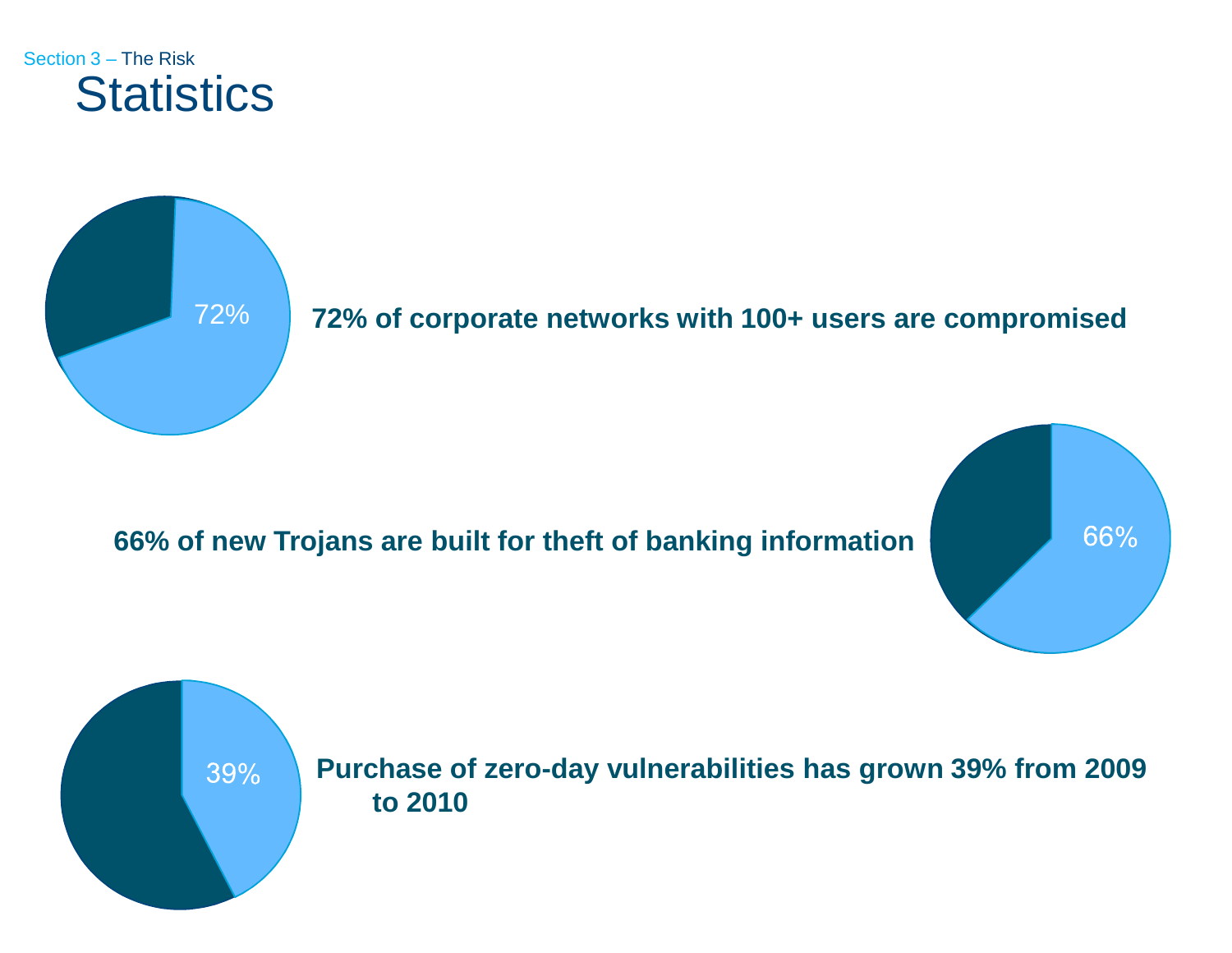Section 3 – The Risk

# Statistics

72%

**72% of corporate networks with 100+ users are compromised**

**66% of new Trojans are built for theft of banking information**

66%

39%

**Purchase of zero-day vulnerabilities has grown 39% from 2009 to 2010**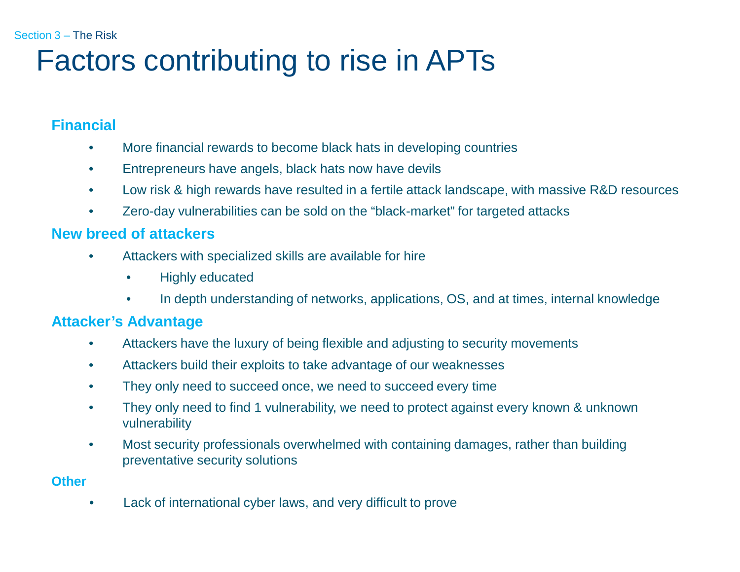Section 3 – The Risk

# Factors contributing to rise in APTs

### Financial

- More financial rewards to become black hats in developing countries
- Entrepreneurs have angels, black hats now have devils
- Low risk & high rewards have resulted in a fertile attack landscape, with massive R&D resources
- Zero-day vulnerabilities can be sold on the “black-market” for targeted attacks

### New breed of attackers

- Attackers with specialized skills are available for hire
  - Highly educated
  - In depth understanding of networks, applications, OS, and at times, internal knowledge

### Attacker’s Advantage

- Attackers have the luxury of being flexible and adjusting to security movements
- Attackers build their exploits to take advantage of our weaknesses
- They only need to succeed once, we need to succeed every time
- They only need to find 1 vulnerability, we need to protect against every known & unknown vulnerability
- Most security professionals overwhelmed with containing damages, rather than building preventative security solutions

### Other

- Lack of international cyber laws, and very difficult to prove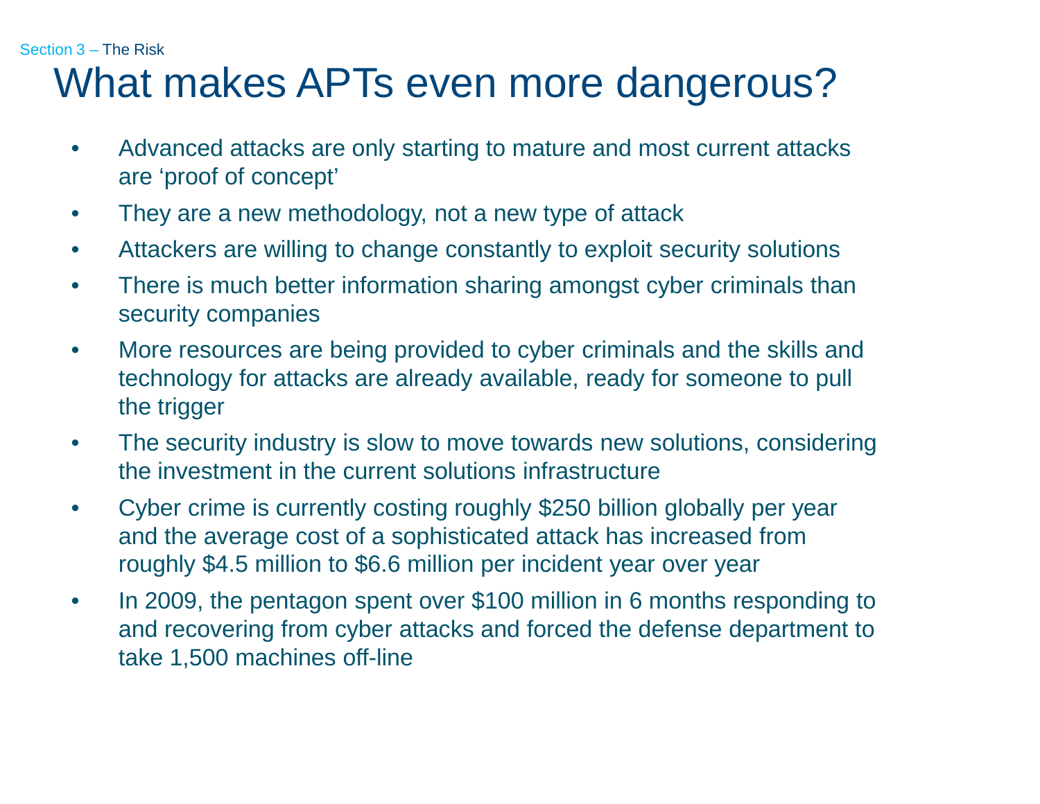Section 3 – The Risk

# What makes APTs even more dangerous?

- Advanced attacks are only starting to mature and most current attacks are 'proof of concept'
- They are a new methodology, not a new type of attack
- Attackers are willing to change constantly to exploit security solutions
- There is much better information sharing amongst cyber criminals than security companies
- More resources are being provided to cyber criminals and the skills and technology for attacks are already available, ready for someone to pull the trigger
- The security industry is slow to move towards new solutions, considering the investment in the current solutions infrastructure
- Cyber crime is currently costing roughly $250 billion globally per year and the average cost of a sophisticated attack has increased from roughly $4.5 million to $6.6 million per incident year over year
- In 2009, the pentagon spent over $100 million in 6 months responding to and recovering from cyber attacks and forced the defense department to take 1,500 machines off-line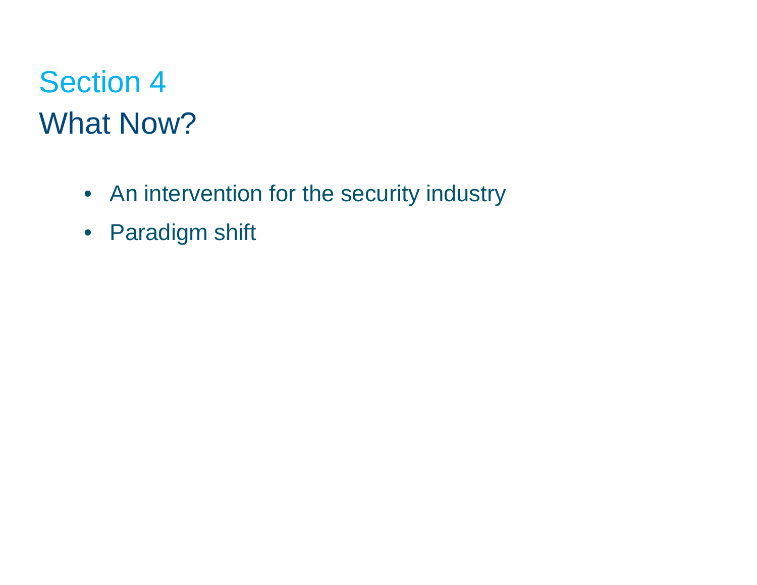## Section 4

# What Now?

- An intervention for the security industry
- Paradigm shift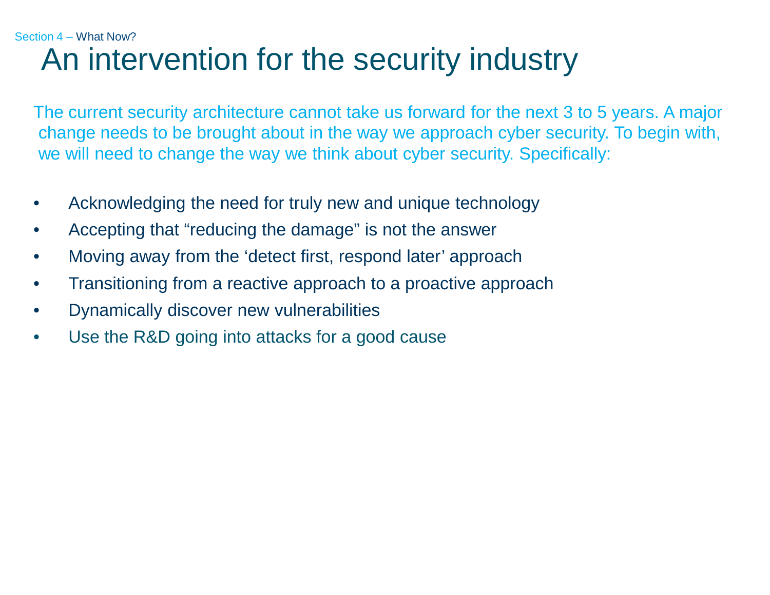Section 4 – What Now?

# An intervention for the security industry

The current security architecture cannot take us forward for the next 3 to 5 years. A major change needs to be brought about in the way we approach cyber security. To begin with, we will need to change the way we think about cyber security. Specifically:

- Acknowledging the need for truly new and unique technology
- Accepting that “reducing the damage” is not the answer
- Moving away from the ‘detect first, respond later’ approach
- Transitioning from a reactive approach to a proactive approach
- Dynamically discover new vulnerabilities
- Use the R&D going into attacks for a good cause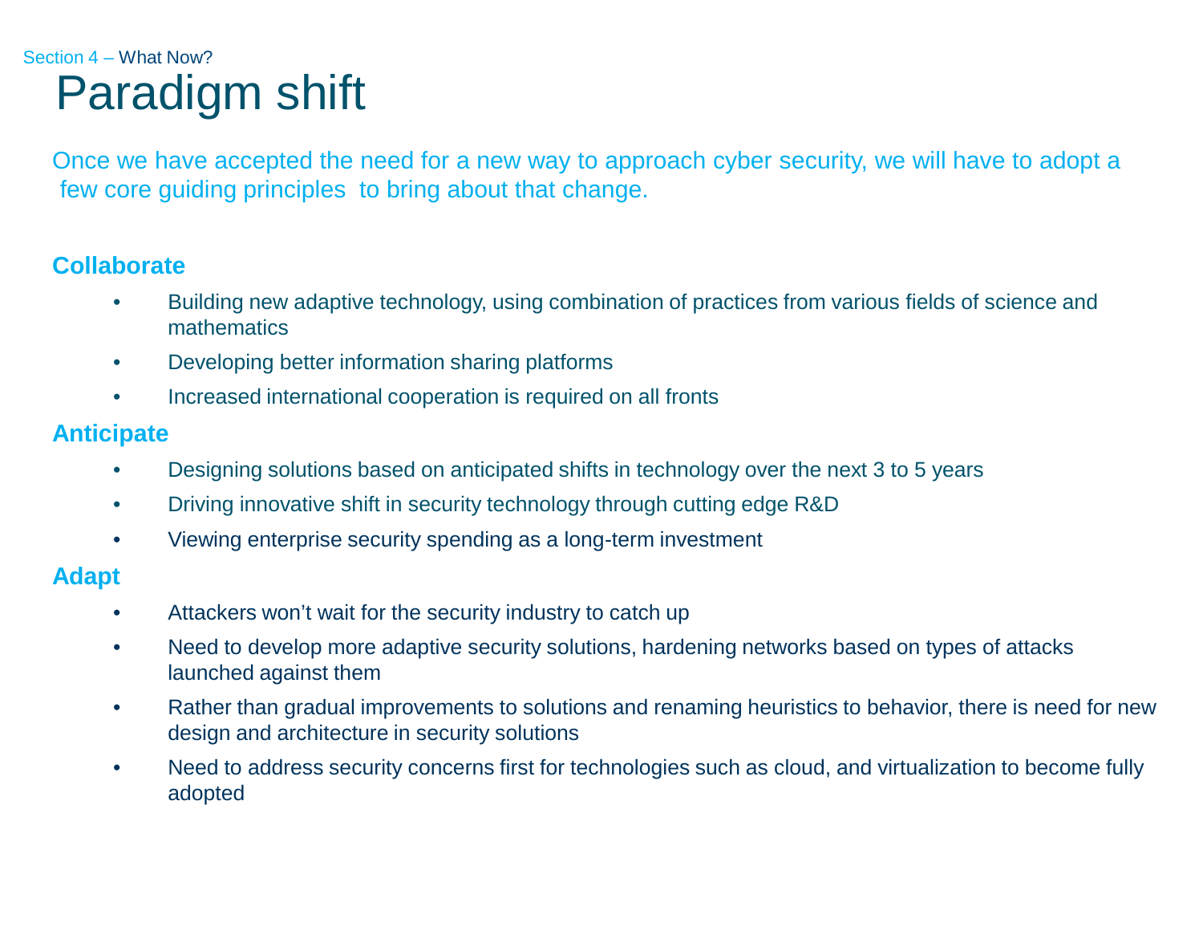Section 4 – What Now?

# Paradigm shift

Once we have accepted the need for a new way to approach cyber security, we will have to adopt a few core guiding principles to bring about that change.

**Collaborate**

- Building new adaptive technology, using combination of practices from various fields of science and mathematics
- Developing better information sharing platforms
- Increased international cooperation is required on all fronts

**Anticipate**

- Designing solutions based on anticipated shifts in technology over the next 3 to 5 years
- Driving innovative shift in security technology through cutting edge R&D
- Viewing enterprise security spending as a long-term investment

**Adapt**

- Attackers won't wait for the security industry to catch up
- Need to develop more adaptive security solutions, hardening networks based on types of attacks launched against them
- Rather than gradual improvements to solutions and renaming heuristics to behavior, there is need for new design and architecture in security solutions
- Need to address security concerns first for technologies such as cloud, and virtualization to become fully adopted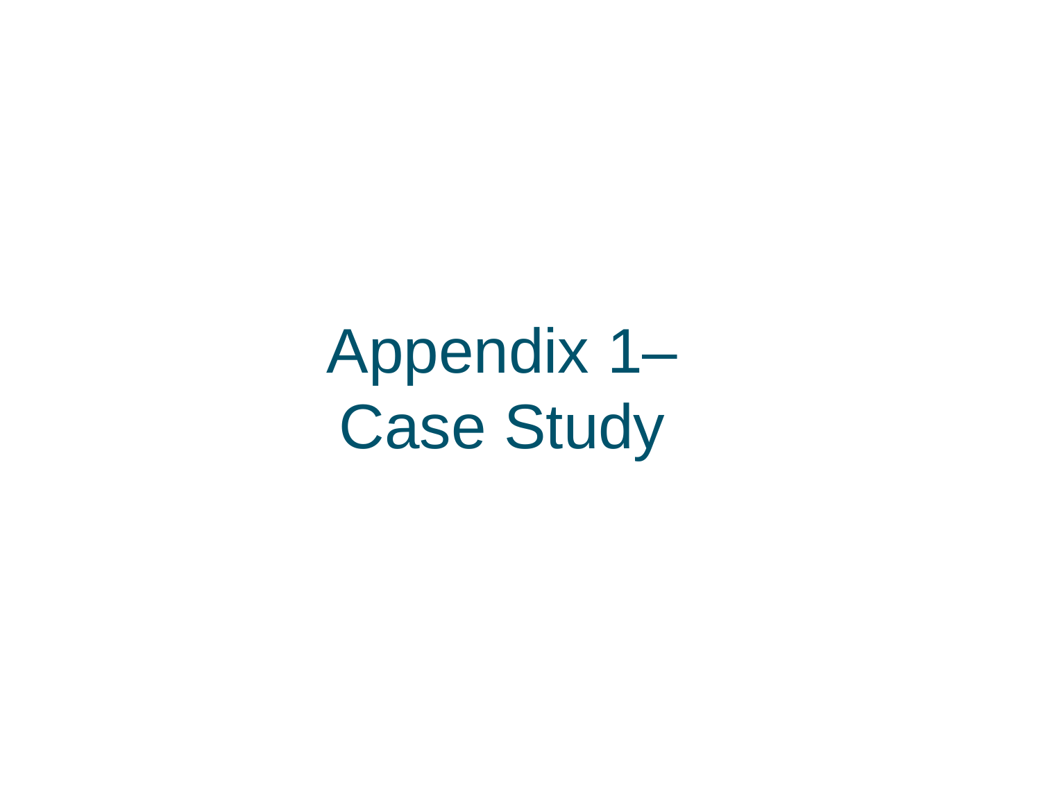# Appendix 1– Case Study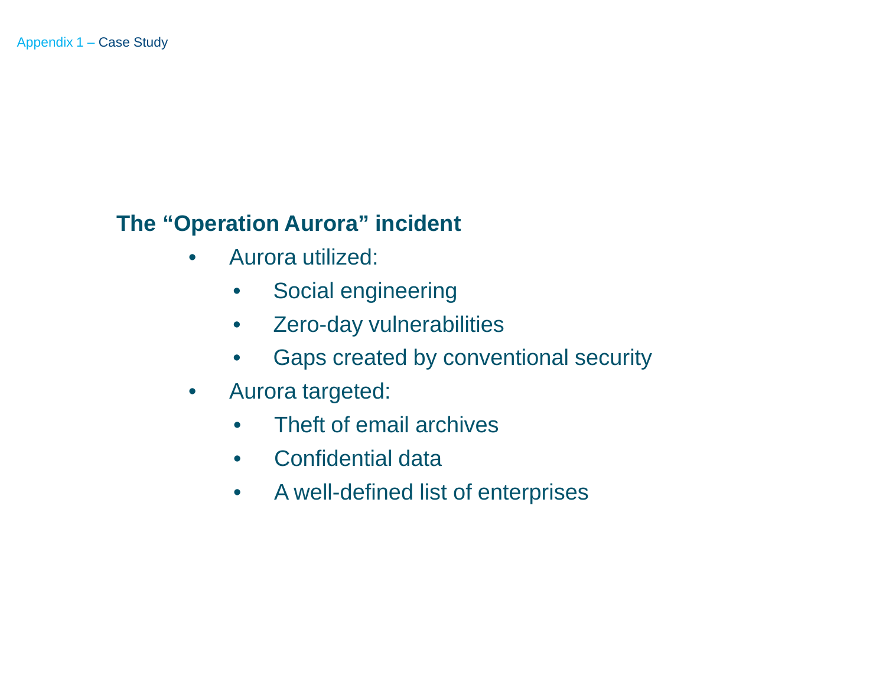Appendix 1 – Case Study

## The “Operation Aurora” incident

- Aurora utilized:
  - Social engineering
  - Zero-day vulnerabilities
  - Gaps created by conventional security
- Aurora targeted:
  - Theft of email archives
  - Confidential data
  - A well-defined list of enterprises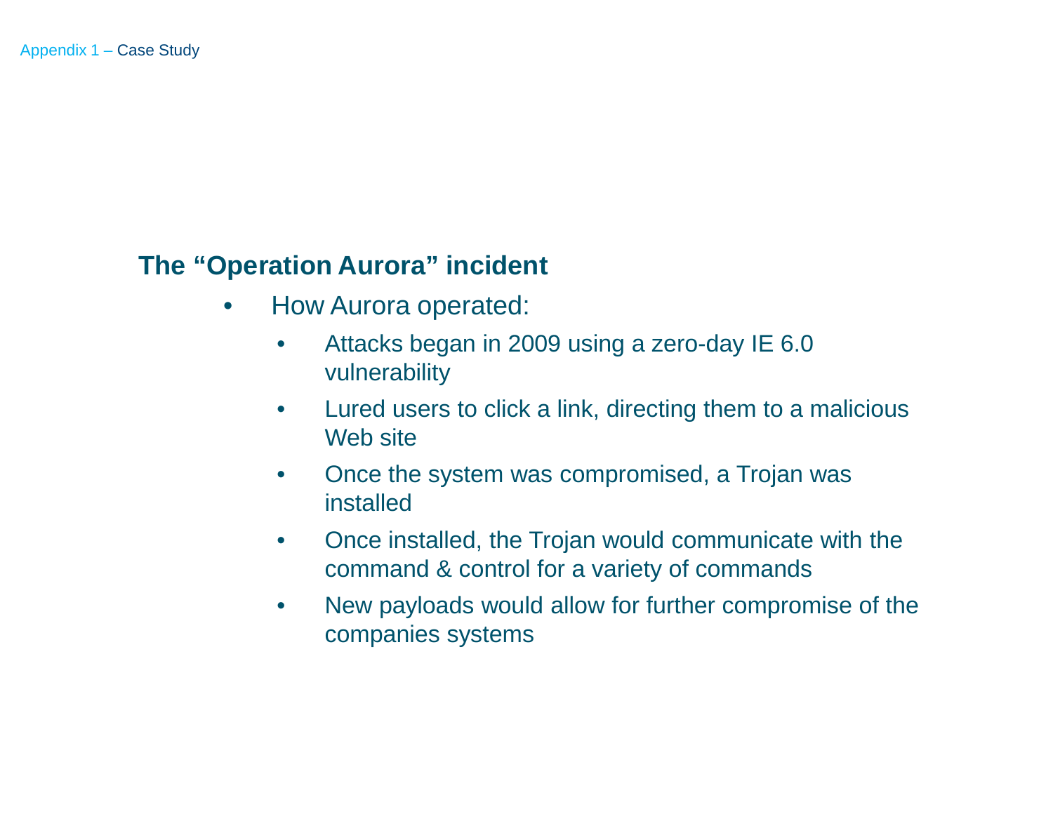## The "Operation Aurora" incident

- How Aurora operated:
  - Attacks began in 2009 using a zero-day IE 6.0 vulnerability
  - Lured users to click a link, directing them to a malicious Web site
  - Once the system was compromised, a Trojan was installed
  - Once installed, the Trojan would communicate with the command & control for a variety of commands
  - New payloads would allow for further compromise of the companies systems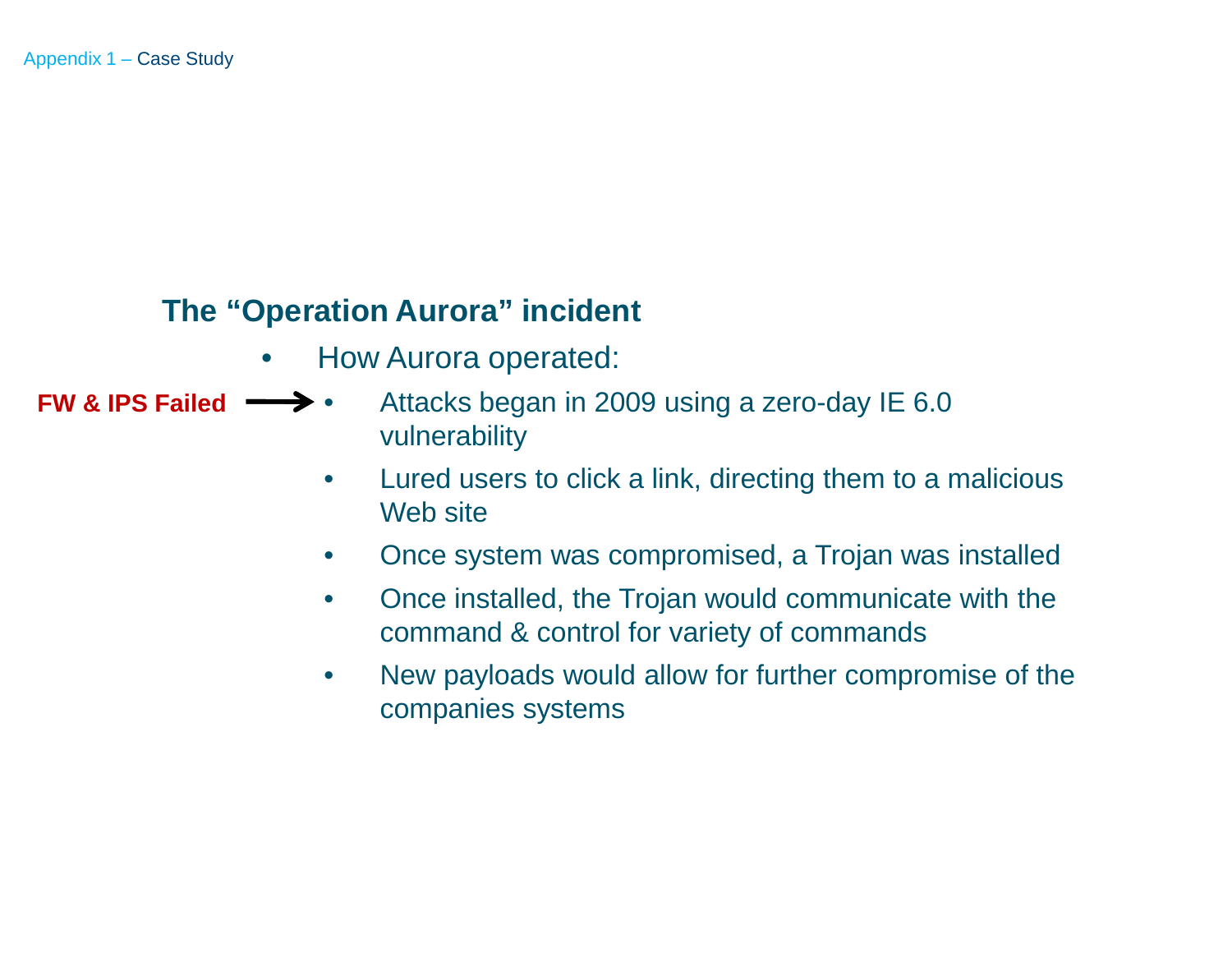Appendix 1 – Case Study

## The "Operation Aurora" incident

- How Aurora operated:
  - Attacks began in 2009 using a zero-day IE 6.0 vulnerability
  - Lured users to click a link, directing them to a malicious Web site
  - Once system was compromised, a Trojan was installed
  - Once installed, the Trojan would communicate with the command & control for variety of commands
  - New payloads would allow for further compromise of the companies systems

**FW & IPS Failed** → (points to: Attacks began in 2009 using a zero-day IE 6.0 vulnerability)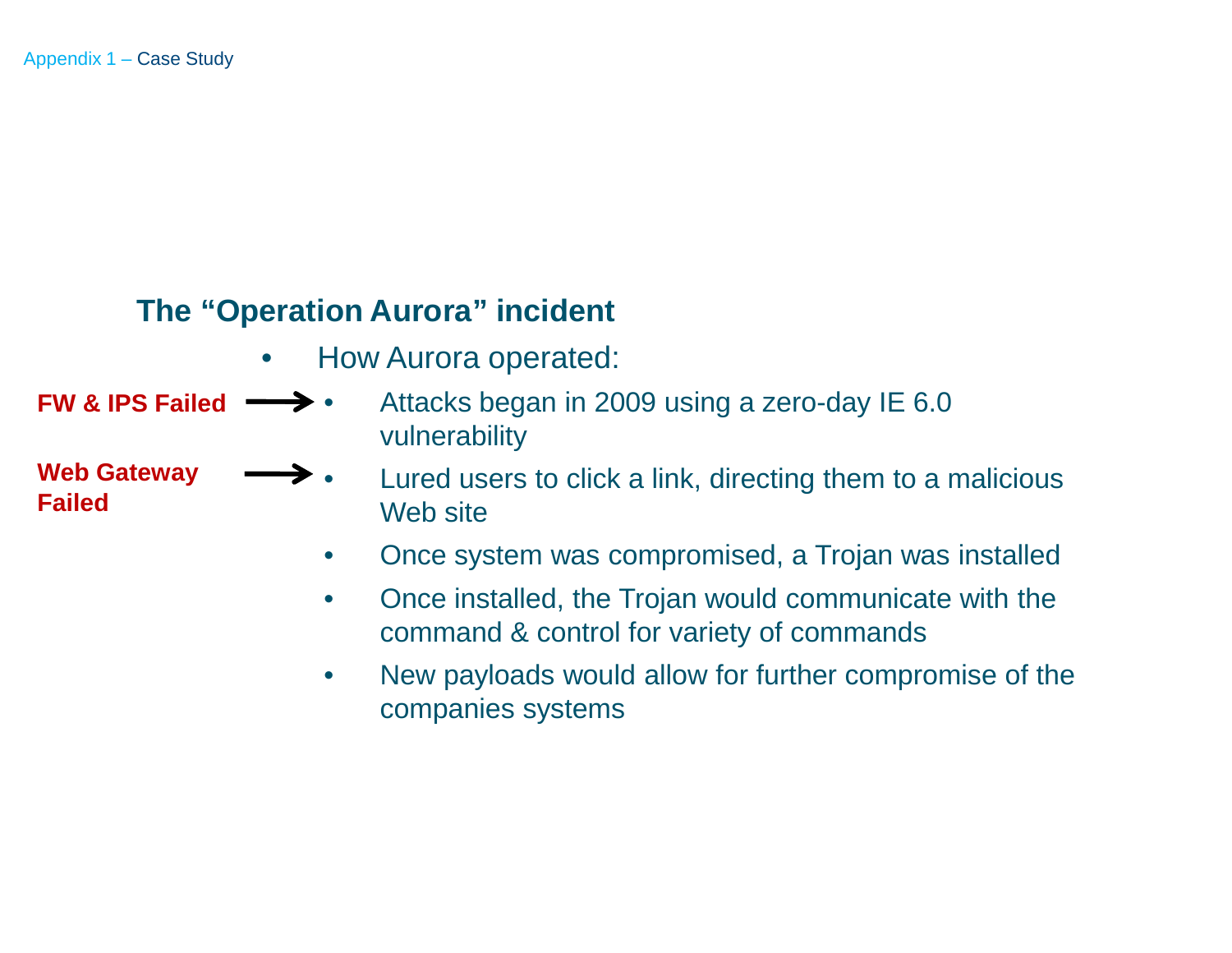Appendix 1 – Case Study

## The "Operation Aurora" incident

- How Aurora operated:
  - **FW & IPS Failed** → Attacks began in 2009 using a zero-day IE 6.0 vulnerability
  - **Web Gateway Failed** → Lured users to click a link, directing them to a malicious Web site
  - Once system was compromised, a Trojan was installed
  - Once installed, the Trojan would communicate with the command & control for variety of commands
  - New payloads would allow for further compromise of the companies systems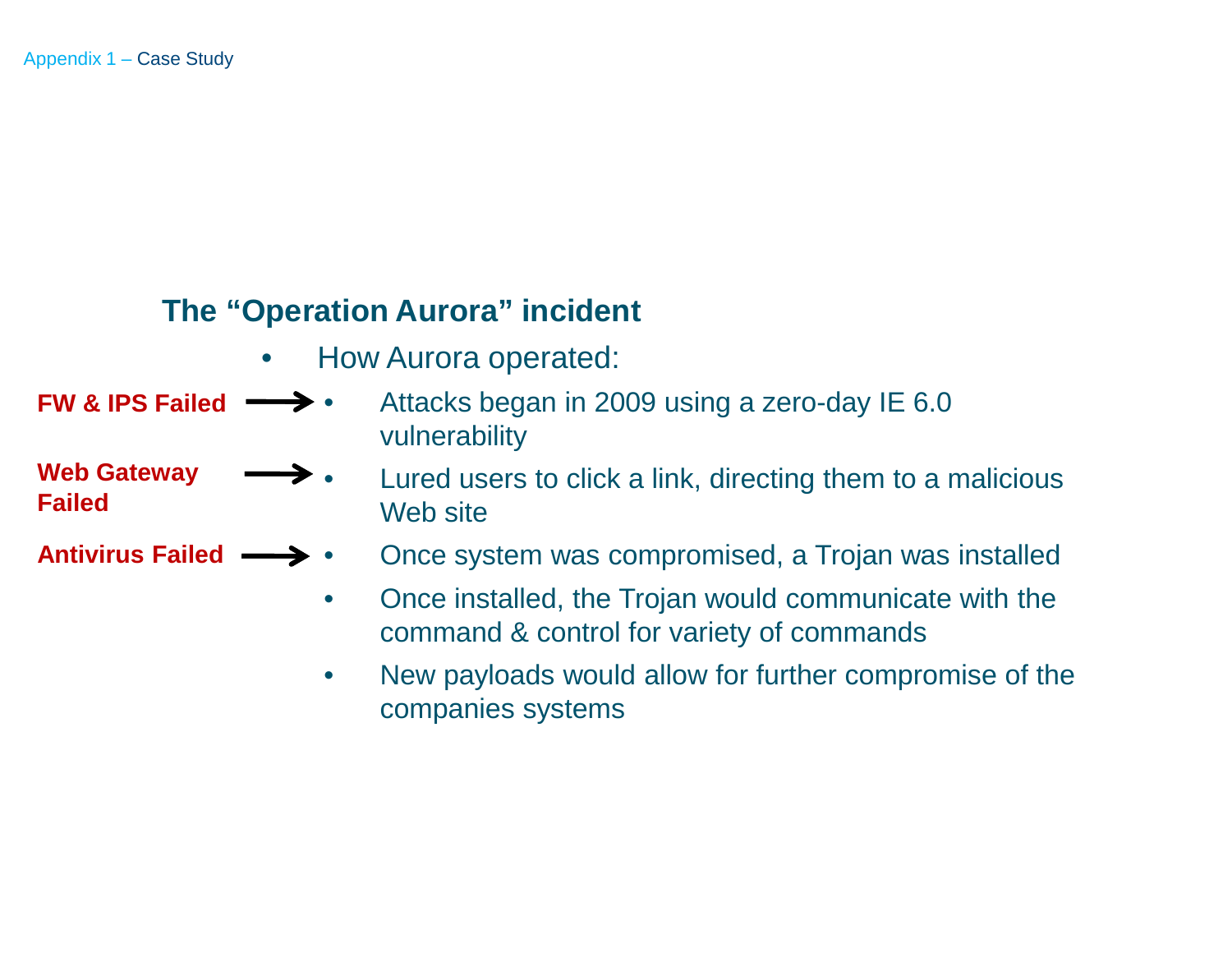Appendix 1 – Case Study

## The "Operation Aurora" incident

- How Aurora operated:
  - Attacks began in 2009 using a zero-day IE 6.0 vulnerability — **FW & IPS Failed**
  - Lured users to click a link, directing them to a malicious Web site — **Web Gateway Failed**
  - Once system was compromised, a Trojan was installed — **Antivirus Failed**
  - Once installed, the Trojan would communicate with the command & control for variety of commands
  - New payloads would allow for further compromise of the companies systems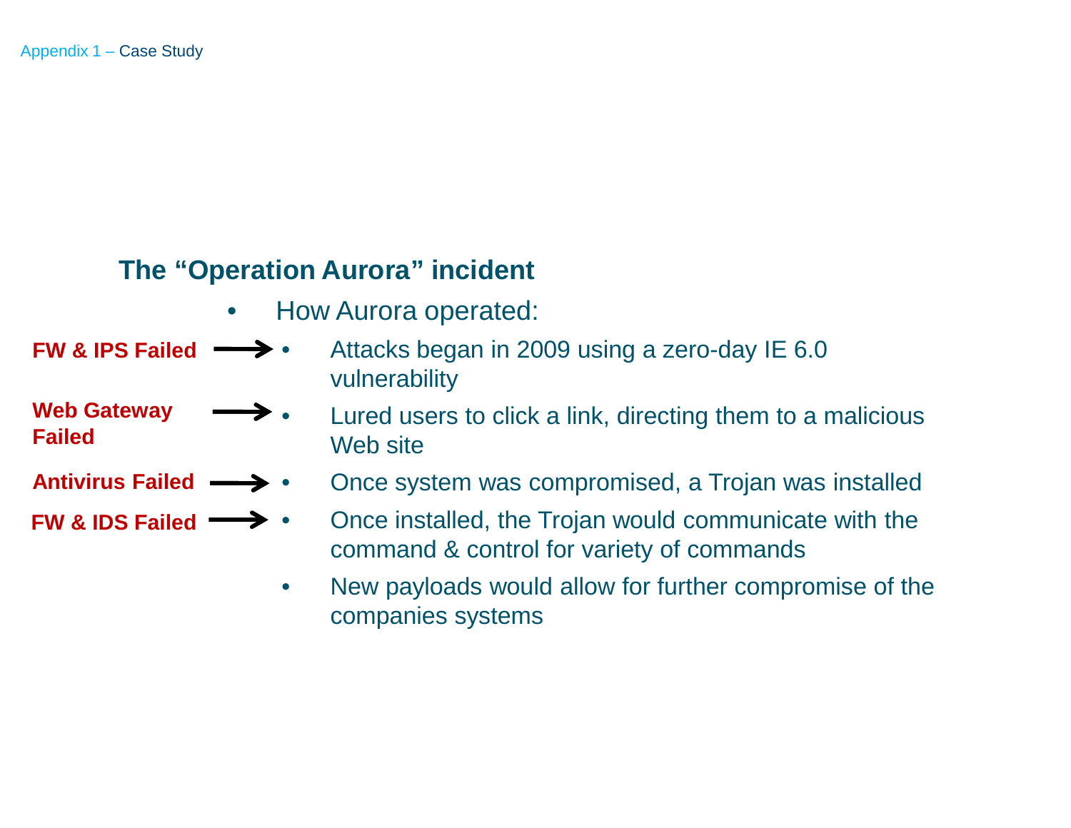Appendix 1 – Case Study

## The "Operation Aurora" incident

- How Aurora operated:
  - **FW & IPS Failed** → Attacks began in 2009 using a zero-day IE 6.0 vulnerability
  - **Web Gateway Failed** → Lured users to click a link, directing them to a malicious Web site
  - **Antivirus Failed** → Once system was compromised, a Trojan was installed
  - **FW & IDS Failed** → Once installed, the Trojan would communicate with the command & control for variety of commands
  - New payloads would allow for further compromise of the companies systems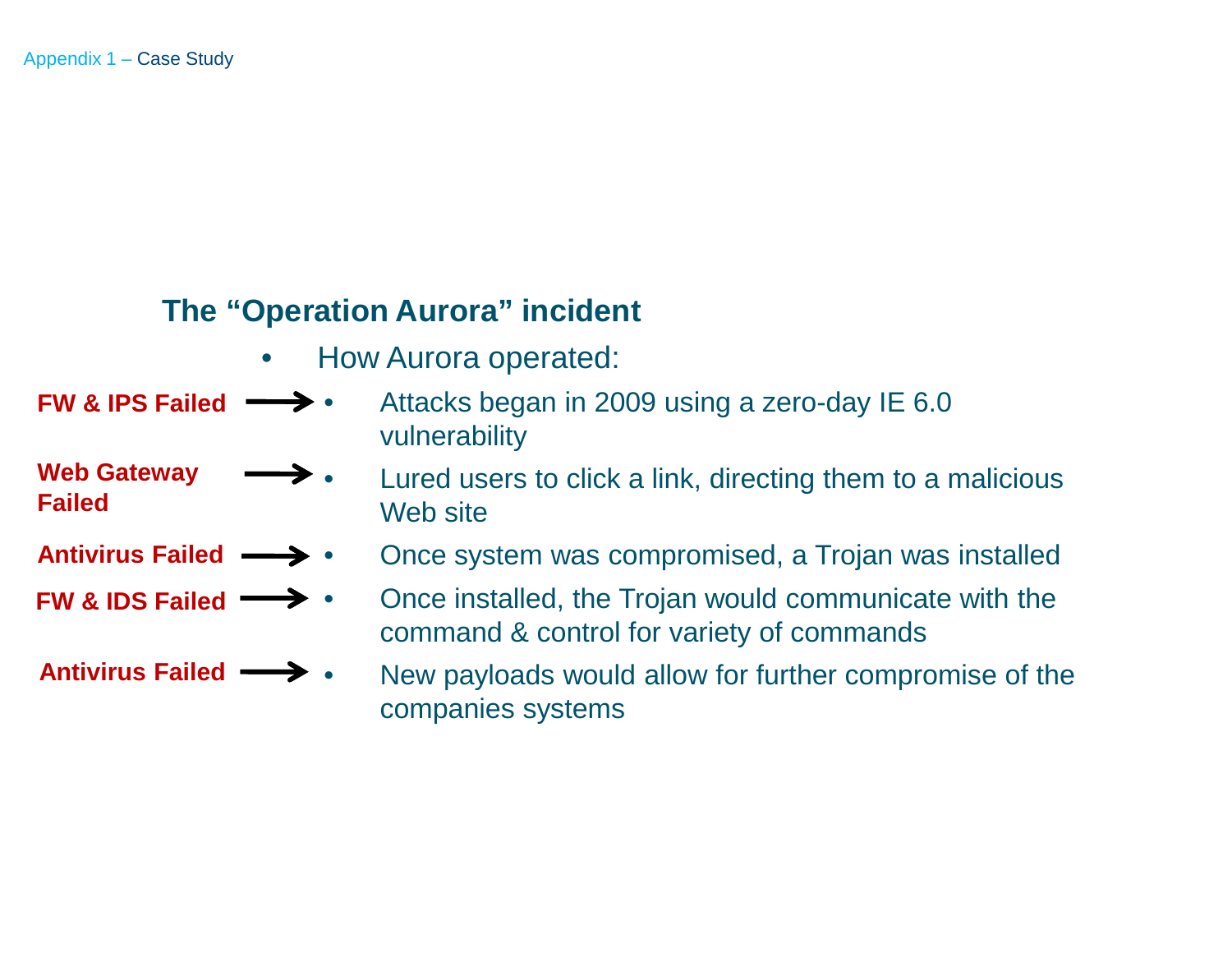Appendix 1 – Case Study

## The “Operation Aurora” incident

- How Aurora operated:
  - **FW & IPS Failed** → Attacks began in 2009 using a zero-day IE 6.0 vulnerability
  - **Web Gateway Failed** → Lured users to click a link, directing them to a malicious Web site
  - **Antivirus Failed** → Once system was compromised, a Trojan was installed
  - **FW & IDS Failed** → Once installed, the Trojan would communicate with the command & control for variety of commands
  - **Antivirus Failed** → New payloads would allow for further compromise of the companies systems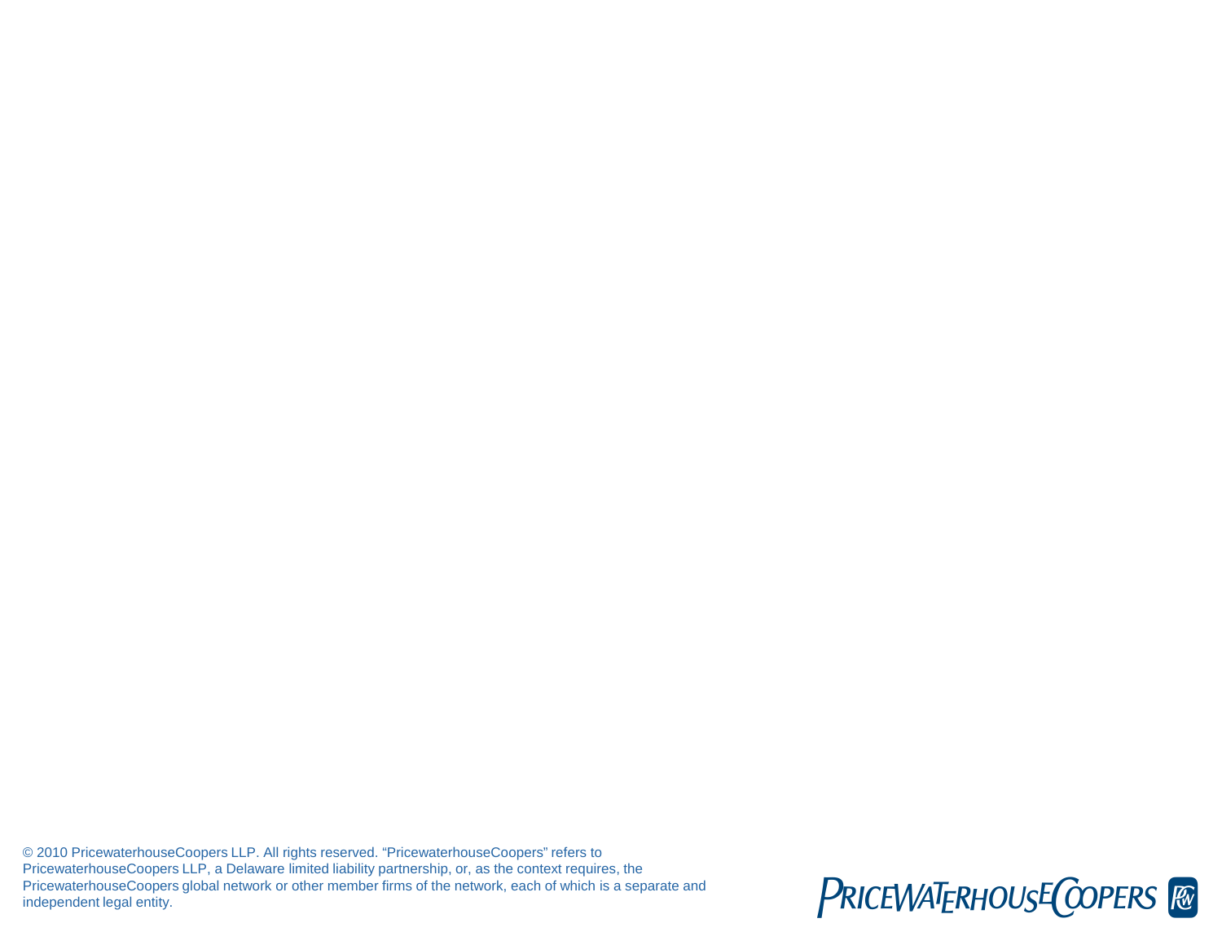© 2010 PricewaterhouseCoopers LLP. All rights reserved. "PricewaterhouseCoopers" refers to PricewaterhouseCoopers LLP, a Delaware limited liability partnership, or, as the context requires, the PricewaterhouseCoopers global network or other member firms of the network, each of which is a separate and independent legal entity.

PRICEWATERHOUSECOOPERS